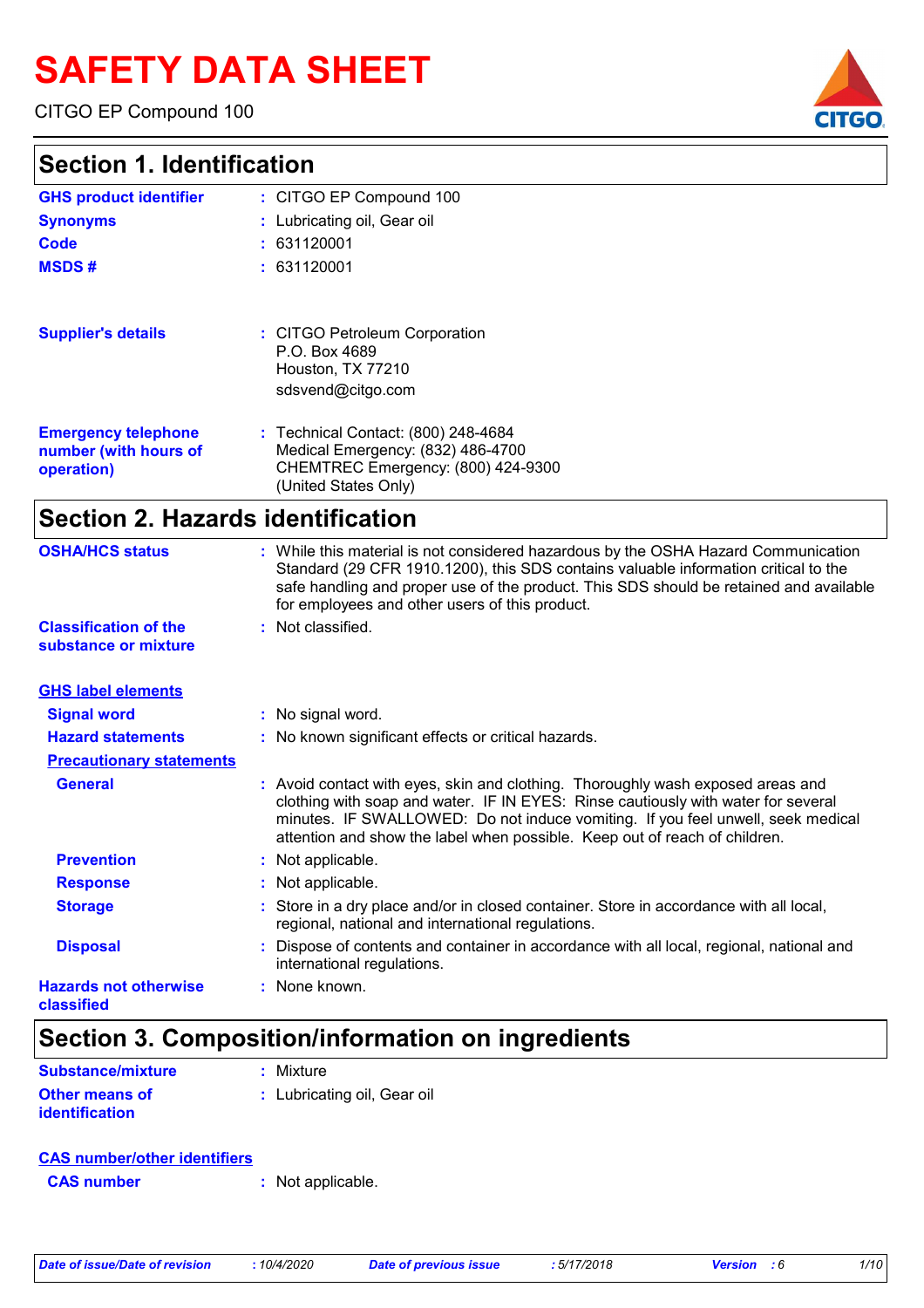# SAFETY DATA SHEET

CITGO EP Compound 100

## Section 1. Identification

**GHS product identifier** : CITGO EP Compound 100

**Synonyms** : Lubricating oil, Gear oil

**Code** : 631120001

**MSDS #** : 631120001

**Supplier's details** : CITGO Petroleum Corporation
P.O. Box 4689
Houston, TX 77210
sdsvend@citgo.com

**Emergency telephone number (with hours of operation)** : Technical Contact: (800) 248-4684
Medical Emergency: (832) 486-4700
CHEMTREC Emergency: (800) 424-9300
(United States Only)

## Section 2. Hazards identification

**OSHA/HCS status** : While this material is not considered hazardous by the OSHA Hazard Communication Standard (29 CFR 1910.1200), this SDS contains valuable information critical to the safe handling and proper use of the product. This SDS should be retained and available for employees and other users of this product.

**Classification of the substance or mixture** : Not classified.

### GHS label elements

**Signal word** : No signal word.

**Hazard statements** : No known significant effects or critical hazards.

#### Precautionary statements

**General** : Avoid contact with eyes, skin and clothing. Thoroughly wash exposed areas and clothing with soap and water. IF IN EYES: Rinse cautiously with water for several minutes. IF SWALLOWED: Do not induce vomiting. If you feel unwell, seek medical attention and show the label when possible. Keep out of reach of children.

**Prevention** : Not applicable.

**Response** : Not applicable.

**Storage** : Store in a dry place and/or in closed container. Store in accordance with all local, regional, national and international regulations.

**Disposal** : Dispose of contents and container in accordance with all local, regional, national and international regulations.

**Hazards not otherwise classified** : None known.

## Section 3. Composition/information on ingredients

**Substance/mixture** : Mixture

**Other means of identification** : Lubricating oil, Gear oil

### CAS number/other identifiers

**CAS number** : Not applicable.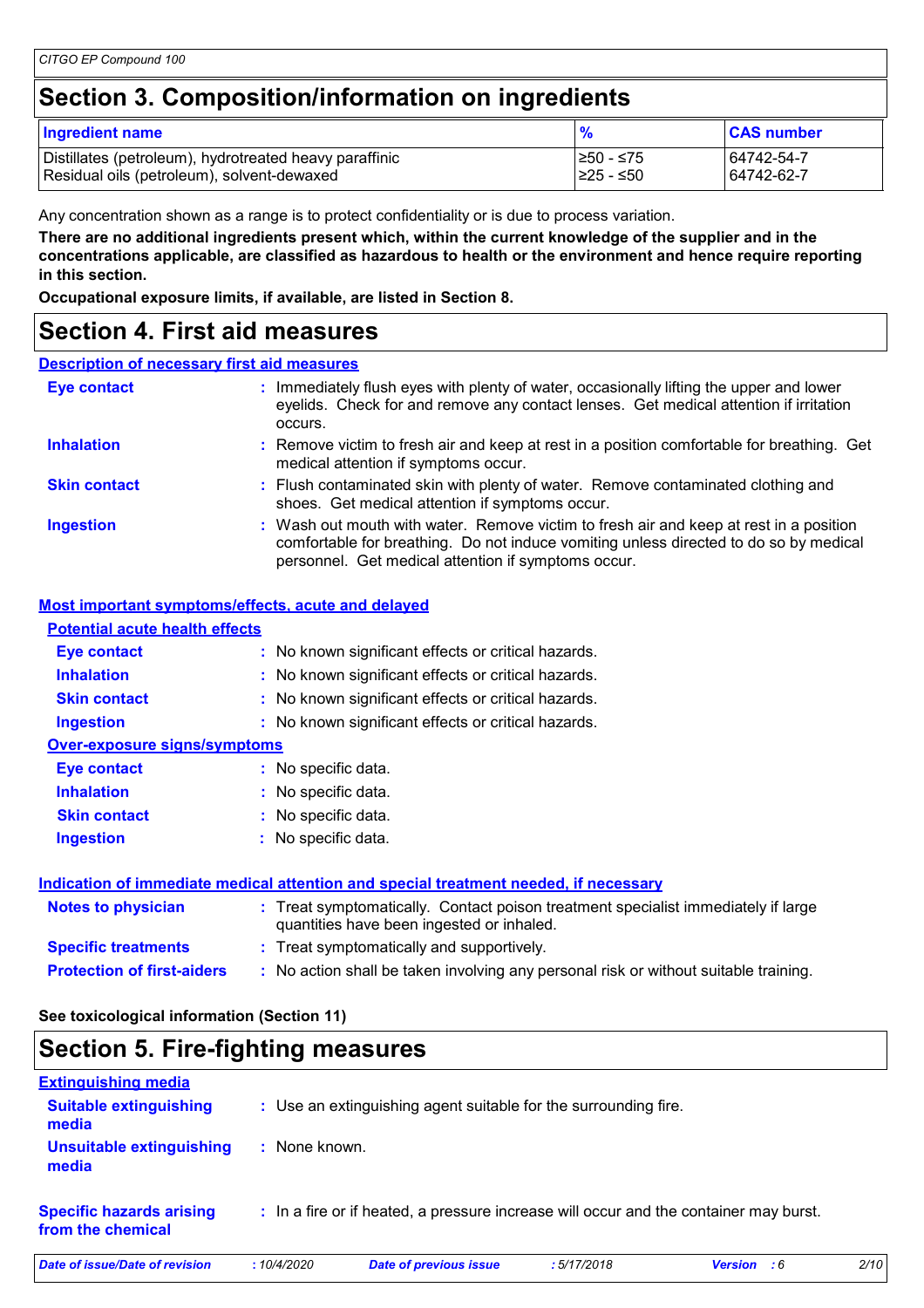## Section 3. Composition/information on ingredients

| Ingredient name | % | CAS number |
| --- | --- | --- |
| Distillates (petroleum), hydrotreated heavy paraffinic | ≥50 - ≤75 | 64742-54-7 |
| Residual oils (petroleum), solvent-dewaxed | ≥25 - ≤50 | 64742-62-7 |

Any concentration shown as a range is to protect confidentiality or is due to process variation.

**There are no additional ingredients present which, within the current knowledge of the supplier and in the concentrations applicable, are classified as hazardous to health or the environment and hence require reporting in this section.**

**Occupational exposure limits, if available, are listed in Section 8.**

## Section 4. First aid measures

### Description of necessary first aid measures

**Eye contact** : Immediately flush eyes with plenty of water, occasionally lifting the upper and lower eyelids. Check for and remove any contact lenses. Get medical attention if irritation occurs.

**Inhalation** : Remove victim to fresh air and keep at rest in a position comfortable for breathing. Get medical attention if symptoms occur.

**Skin contact** : Flush contaminated skin with plenty of water. Remove contaminated clothing and shoes. Get medical attention if symptoms occur.

**Ingestion** : Wash out mouth with water. Remove victim to fresh air and keep at rest in a position comfortable for breathing. Do not induce vomiting unless directed to do so by medical personnel. Get medical attention if symptoms occur.

### Most important symptoms/effects, acute and delayed

#### Potential acute health effects

**Eye contact** : No known significant effects or critical hazards.

**Inhalation** : No known significant effects or critical hazards.

**Skin contact** : No known significant effects or critical hazards.

**Ingestion** : No known significant effects or critical hazards.

#### Over-exposure signs/symptoms

**Eye contact** : No specific data.

**Inhalation** : No specific data.

**Skin contact** : No specific data.

**Ingestion** : No specific data.

### Indication of immediate medical attention and special treatment needed, if necessary

**Notes to physician** : Treat symptomatically. Contact poison treatment specialist immediately if large quantities have been ingested or inhaled.

**Specific treatments** : Treat symptomatically and supportively.

**Protection of first-aiders** : No action shall be taken involving any personal risk or without suitable training.

**See toxicological information (Section 11)**

## Section 5. Fire-fighting measures

### Extinguishing media

**Suitable extinguishing media** : Use an extinguishing agent suitable for the surrounding fire.

**Unsuitable extinguishing media** : None known.

**Specific hazards arising from the chemical** : In a fire or if heated, a pressure increase will occur and the container may burst.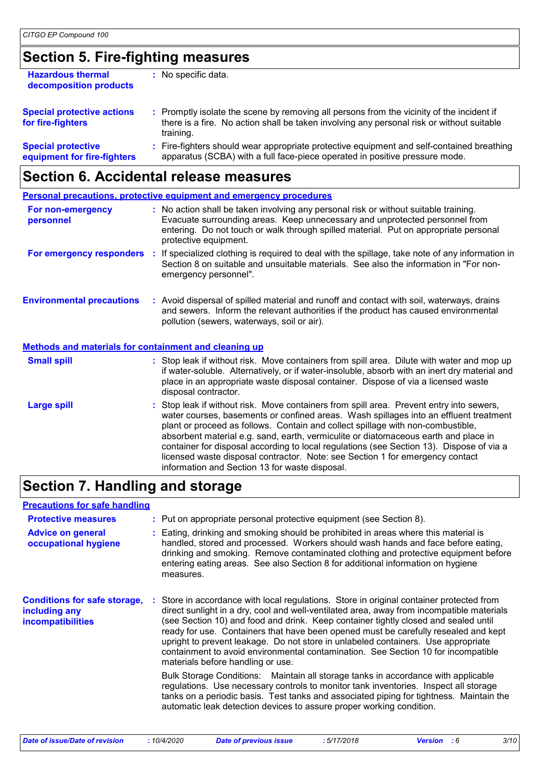## Section 5. Fire-fighting measures

**Hazardous thermal decomposition products** : No specific data.

**Special protective actions for fire-fighters** : Promptly isolate the scene by removing all persons from the vicinity of the incident if there is a fire. No action shall be taken involving any personal risk or without suitable training.

**Special protective equipment for fire-fighters** : Fire-fighters should wear appropriate protective equipment and self-contained breathing apparatus (SCBA) with a full face-piece operated in positive pressure mode.

## Section 6. Accidental release measures

### Personal precautions, protective equipment and emergency procedures

**For non-emergency personnel** : No action shall be taken involving any personal risk or without suitable training. Evacuate surrounding areas. Keep unnecessary and unprotected personnel from entering. Do not touch or walk through spilled material. Put on appropriate personal protective equipment.

**For emergency responders** : If specialized clothing is required to deal with the spillage, take note of any information in Section 8 on suitable and unsuitable materials. See also the information in "For non-emergency personnel".

**Environmental precautions** : Avoid dispersal of spilled material and runoff and contact with soil, waterways, drains and sewers. Inform the relevant authorities if the product has caused environmental pollution (sewers, waterways, soil or air).

### Methods and materials for containment and cleaning up

**Small spill** : Stop leak if without risk. Move containers from spill area. Dilute with water and mop up if water-soluble. Alternatively, or if water-insoluble, absorb with an inert dry material and place in an appropriate waste disposal container. Dispose of via a licensed waste disposal contractor.

**Large spill** : Stop leak if without risk. Move containers from spill area. Prevent entry into sewers, water courses, basements or confined areas. Wash spillages into an effluent treatment plant or proceed as follows. Contain and collect spillage with non-combustible, absorbent material e.g. sand, earth, vermiculite or diatomaceous earth and place in container for disposal according to local regulations (see Section 13). Dispose of via a licensed waste disposal contractor. Note: see Section 1 for emergency contact information and Section 13 for waste disposal.

## Section 7. Handling and storage

### Precautions for safe handling

**Protective measures** : Put on appropriate personal protective equipment (see Section 8).

**Advice on general occupational hygiene** : Eating, drinking and smoking should be prohibited in areas where this material is handled, stored and processed. Workers should wash hands and face before eating, drinking and smoking. Remove contaminated clothing and protective equipment before entering eating areas. See also Section 8 for additional information on hygiene measures.

**Conditions for safe storage, including any incompatibilities** : Store in accordance with local regulations. Store in original container protected from direct sunlight in a dry, cool and well-ventilated area, away from incompatible materials (see Section 10) and food and drink. Keep container tightly closed and sealed until ready for use. Containers that have been opened must be carefully resealed and kept upright to prevent leakage. Do not store in unlabeled containers. Use appropriate containment to avoid environmental contamination. See Section 10 for incompatible materials before handling or use.

Bulk Storage Conditions: Maintain all storage tanks in accordance with applicable regulations. Use necessary controls to monitor tank inventories. Inspect all storage tanks on a periodic basis. Test tanks and associated piping for tightness. Maintain the automatic leak detection devices to assure proper working condition.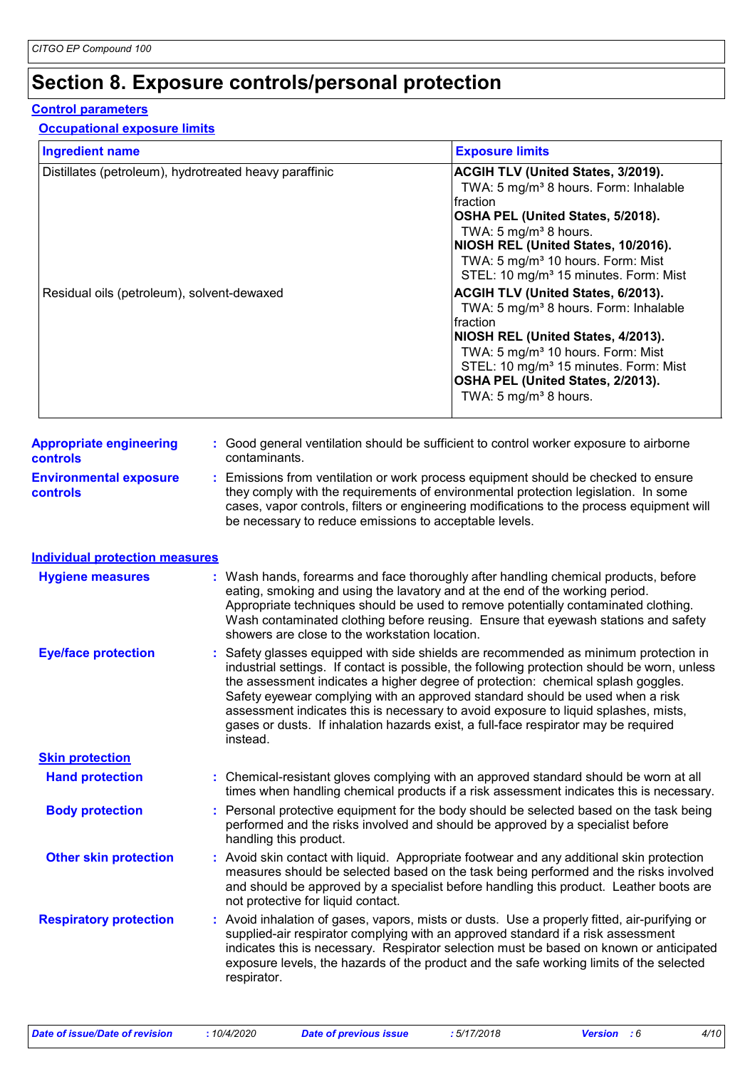# Section 8. Exposure controls/personal protection

## Control parameters

### Occupational exposure limits

| Ingredient name | Exposure limits |
|---|---|
| Distillates (petroleum), hydrotreated heavy paraffinic | **ACGIH TLV (United States, 3/2019).**<br>TWA: 5 mg/m³ 8 hours. Form: Inhalable fraction<br>**OSHA PEL (United States, 5/2018).**<br>TWA: 5 mg/m³ 8 hours.<br>**NIOSH REL (United States, 10/2016).**<br>TWA: 5 mg/m³ 10 hours. Form: Mist<br>STEL: 10 mg/m³ 15 minutes. Form: Mist |
| Residual oils (petroleum), solvent-dewaxed | **ACGIH TLV (United States, 6/2013).**<br>TWA: 5 mg/m³ 8 hours. Form: Inhalable fraction<br>**NIOSH REL (United States, 4/2013).**<br>TWA: 5 mg/m³ 10 hours. Form: Mist<br>STEL: 10 mg/m³ 15 minutes. Form: Mist<br>**OSHA PEL (United States, 2/2013).**<br>TWA: 5 mg/m³ 8 hours. |

**Appropriate engineering controls** : Good general ventilation should be sufficient to control worker exposure to airborne contaminants.

**Environmental exposure controls** : Emissions from ventilation or work process equipment should be checked to ensure they comply with the requirements of environmental protection legislation. In some cases, vapor controls, filters or engineering modifications to the process equipment will be necessary to reduce emissions to acceptable levels.

## Individual protection measures

**Hygiene measures** : Wash hands, forearms and face thoroughly after handling chemical products, before eating, smoking and using the lavatory and at the end of the working period. Appropriate techniques should be used to remove potentially contaminated clothing. Wash contaminated clothing before reusing. Ensure that eyewash stations and safety showers are close to the workstation location.

**Eye/face protection** : Safety glasses equipped with side shields are recommended as minimum protection in industrial settings. If contact is possible, the following protection should be worn, unless the assessment indicates a higher degree of protection: chemical splash goggles. Safety eyewear complying with an approved standard should be used when a risk assessment indicates this is necessary to avoid exposure to liquid splashes, mists, gases or dusts. If inhalation hazards exist, a full-face respirator may be required instead.

### Skin protection

**Hand protection** : Chemical-resistant gloves complying with an approved standard should be worn at all times when handling chemical products if a risk assessment indicates this is necessary.

**Body protection** : Personal protective equipment for the body should be selected based on the task being performed and the risks involved and should be approved by a specialist before handling this product.

**Other skin protection** : Avoid skin contact with liquid. Appropriate footwear and any additional skin protection measures should be selected based on the task being performed and the risks involved and should be approved by a specialist before handling this product. Leather boots are not protective for liquid contact.

**Respiratory protection** : Avoid inhalation of gases, vapors, mists or dusts. Use a properly fitted, air-purifying or supplied-air respirator complying with an approved standard if a risk assessment indicates this is necessary. Respirator selection must be based on known or anticipated exposure levels, the hazards of the product and the safe working limits of the selected respirator.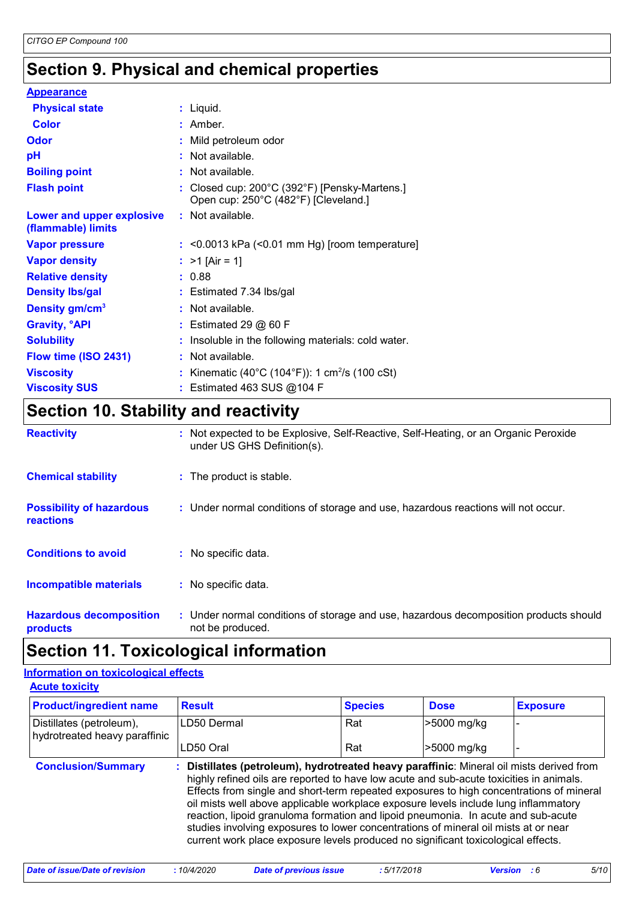## Section 9. Physical and chemical properties

**Appearance**

| | | |
|---|---|---|
| **Physical state** | : | Liquid. |
| **Color** | : | Amber. |
| **Odor** | : | Mild petroleum odor |
| **pH** | : | Not available. |
| **Boiling point** | : | Not available. |
| **Flash point** | : | Closed cup: 200°C (392°F) [Pensky-Martens.]<br>Open cup: 250°C (482°F) [Cleveland.] |
| **Lower and upper explosive (flammable) limits** | : | Not available. |
| **Vapor pressure** | : | <0.0013 kPa (<0.01 mm Hg) [room temperature] |
| **Vapor density** | : | >1 [Air = 1] |
| **Relative density** | : | 0.88 |
| **Density lbs/gal** | : | Estimated 7.34 lbs/gal |
| **Density gm/cm$^3$** | : | Not available. |
| **Gravity, °API** | : | Estimated 29 @ 60 F |
| **Solubility** | : | Insoluble in the following materials: cold water. |
| **Flow time (ISO 2431)** | : | Not available. |
| **Viscosity** | : | Kinematic (40°C (104°F)): 1 cm$^2$/s (100 cSt) |
| **Viscosity SUS** | : | Estimated 463 SUS @104 F |

## Section 10. Stability and reactivity

| | | |
|---|---|---|
| **Reactivity** | : | Not expected to be Explosive, Self-Reactive, Self-Heating, or an Organic Peroxide under US GHS Definition(s). |
| **Chemical stability** | : | The product is stable. |
| **Possibility of hazardous reactions** | : | Under normal conditions of storage and use, hazardous reactions will not occur. |
| **Conditions to avoid** | : | No specific data. |
| **Incompatible materials** | : | No specific data. |
| **Hazardous decomposition products** | : | Under normal conditions of storage and use, hazardous decomposition products should not be produced. |

## Section 11. Toxicological information

**Information on toxicological effects**

**Acute toxicity**

| Product/ingredient name | Result | Species | Dose | Exposure |
|---|---|---|---|---|
| Distillates (petroleum), hydrotreated heavy paraffinic | LD50 Dermal | Rat | >5000 mg/kg | - |
| | LD50 Oral | Rat | >5000 mg/kg | - |

**Conclusion/Summary** : **Distillates (petroleum), hydrotreated heavy paraffinic**: Mineral oil mists derived from highly refined oils are reported to have low acute and sub-acute toxicities in animals. Effects from single and short-term repeated exposures to high concentrations of mineral oil mists well above applicable workplace exposure levels include lung inflammatory reaction, lipoid granuloma formation and lipoid pneumonia. In acute and sub-acute studies involving exposures to lower concentrations of mineral oil mists at or near current work place exposure levels produced no significant toxicological effects.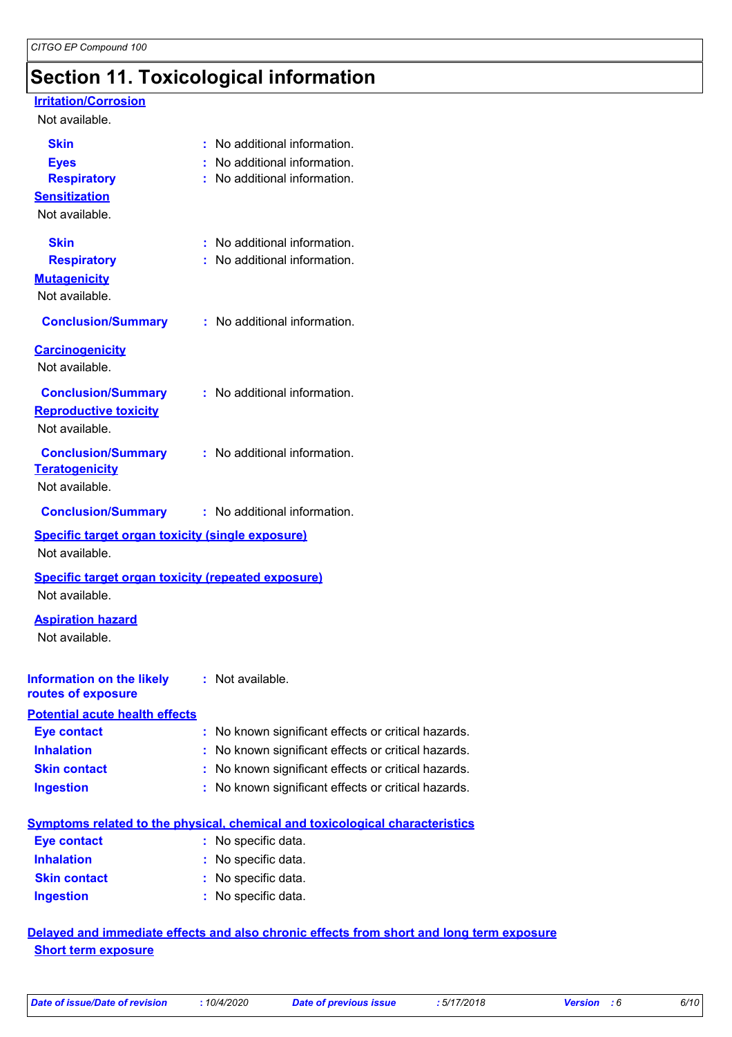## Section 11. Toxicological information

**Irritation/Corrosion**

Not available.

**Skin** : No additional information.

**Eyes** : No additional information.

**Respiratory** : No additional information.

**Sensitization**

Not available.

**Skin** : No additional information.

**Respiratory** : No additional information.

**Mutagenicity**

Not available.

**Conclusion/Summary** : No additional information.

**Carcinogenicity**

Not available.

**Conclusion/Summary** : No additional information.

**Reproductive toxicity**

Not available.

**Conclusion/Summary** : No additional information.

**Teratogenicity**

Not available.

**Conclusion/Summary** : No additional information.

**Specific target organ toxicity (single exposure)**

Not available.

**Specific target organ toxicity (repeated exposure)**

Not available.

**Aspiration hazard**

Not available.

**Information on the likely routes of exposure** : Not available.

**Potential acute health effects**

**Eye contact** : No known significant effects or critical hazards.

**Inhalation** : No known significant effects or critical hazards.

**Skin contact** : No known significant effects or critical hazards.

**Ingestion** : No known significant effects or critical hazards.

**Symptoms related to the physical, chemical and toxicological characteristics**

**Eye contact** : No specific data.

**Inhalation** : No specific data.

**Skin contact** : No specific data.

**Ingestion** : No specific data.

**Delayed and immediate effects and also chronic effects from short and long term exposure**

**Short term exposure**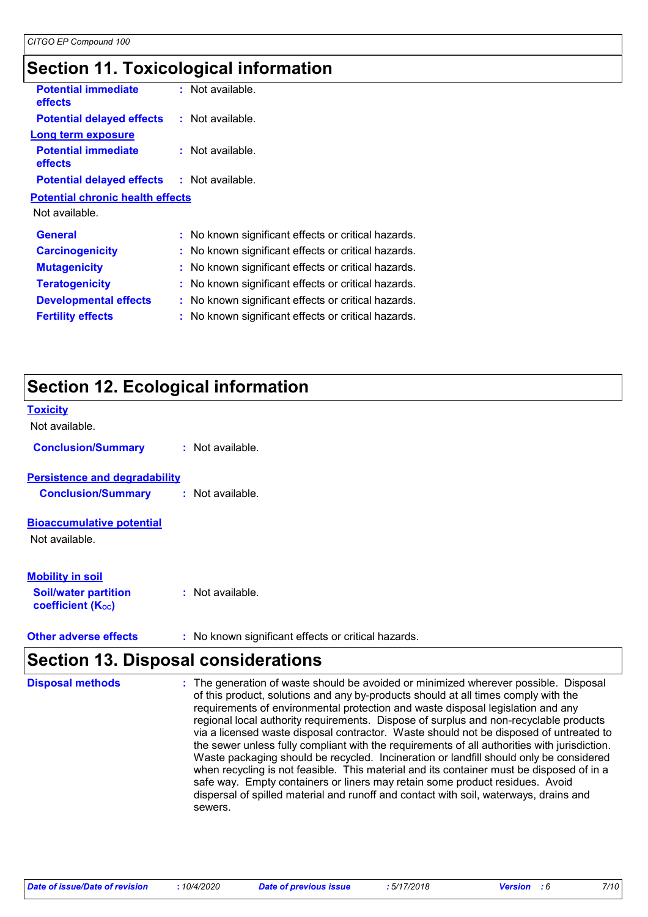## Section 11. Toxicological information

**Potential immediate effects** : Not available.

**Potential delayed effects** : Not available.

**Long term exposure**

**Potential immediate effects** : Not available.

**Potential delayed effects** : Not available.

**Potential chronic health effects**

Not available.

**General** : No known significant effects or critical hazards.

**Carcinogenicity** : No known significant effects or critical hazards.

**Mutagenicity** : No known significant effects or critical hazards.

**Teratogenicity** : No known significant effects or critical hazards.

**Developmental effects** : No known significant effects or critical hazards.

**Fertility effects** : No known significant effects or critical hazards.

## Section 12. Ecological information

**Toxicity**

Not available.

**Conclusion/Summary** : Not available.

**Persistence and degradability**

**Conclusion/Summary** : Not available.

**Bioaccumulative potential**

Not available.

**Mobility in soil**

**Soil/water partition coefficient ($K_{OC}$)** : Not available.

**Other adverse effects** : No known significant effects or critical hazards.

## Section 13. Disposal considerations

**Disposal methods** : The generation of waste should be avoided or minimized wherever possible. Disposal of this product, solutions and any by-products should at all times comply with the requirements of environmental protection and waste disposal legislation and any regional local authority requirements. Dispose of surplus and non-recyclable products via a licensed waste disposal contractor. Waste should not be disposed of untreated to the sewer unless fully compliant with the requirements of all authorities with jurisdiction. Waste packaging should be recycled. Incineration or landfill should only be considered when recycling is not feasible. This material and its container must be disposed of in a safe way. Empty containers or liners may retain some product residues. Avoid dispersal of spilled material and runoff and contact with soil, waterways, drains and sewers.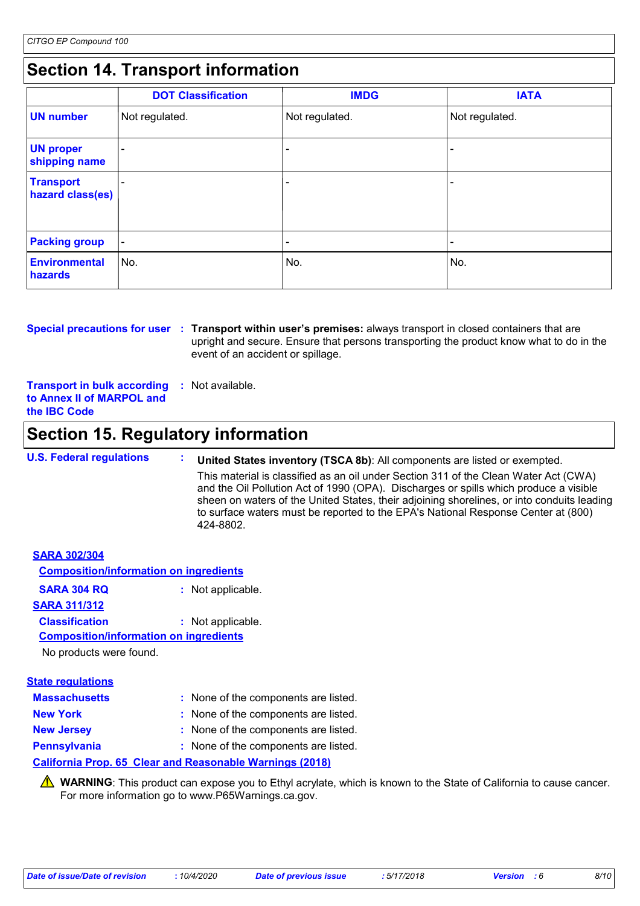## Section 14. Transport information

| | DOT Classification | IMDG | IATA |
|---|---|---|---|
| **UN number** | Not regulated. | Not regulated. | Not regulated. |
| **UN proper shipping name** | - | - | - |
| **Transport hazard class(es)** | - | - | - |
| **Packing group** | - | - | - |
| **Environmental hazards** | No. | No. | No. |

**Special precautions for user** : **Transport within user's premises:** always transport in closed containers that are upright and secure. Ensure that persons transporting the product know what to do in the event of an accident or spillage.

**Transport in bulk according to Annex II of MARPOL and the IBC Code** : Not available.

## Section 15. Regulatory information

**U.S. Federal regulations** : **United States inventory (TSCA 8b)**: All components are listed or exempted.

This material is classified as an oil under Section 311 of the Clean Water Act (CWA) and the Oil Pollution Act of 1990 (OPA). Discharges or spills which produce a visible sheen on waters of the United States, their adjoining shorelines, or into conduits leading to surface waters must be reported to the EPA's National Response Center at (800) 424-8802.

**SARA 302/304**

**Composition/information on ingredients**

**SARA 304 RQ** : Not applicable.

**SARA 311/312**

**Classification** : Not applicable.

**Composition/information on ingredients**

No products were found.

**State regulations**

**Massachusetts** : None of the components are listed.

**New York** : None of the components are listed.

**New Jersey** : None of the components are listed.

**Pennsylvania** : None of the components are listed.

**California Prop. 65 Clear and Reasonable Warnings (2018)**

⚠ **WARNING**: This product can expose you to Ethyl acrylate, which is known to the State of California to cause cancer. For more information go to www.P65Warnings.ca.gov.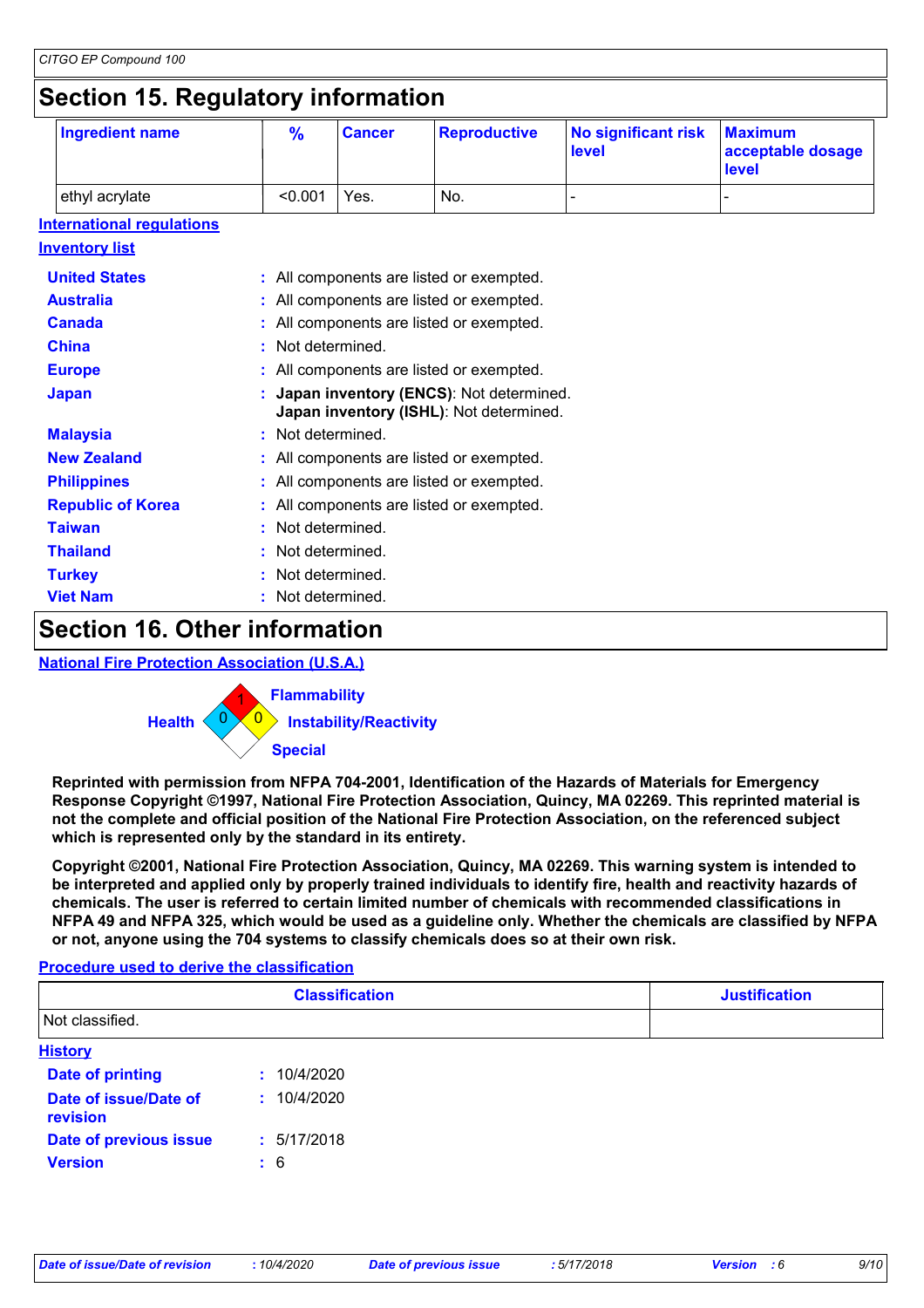## Section 15. Regulatory information

| Ingredient name | % | Cancer | Reproductive | No significant risk level | Maximum acceptable dosage level |
|---|---|---|---|---|---|
| ethyl acrylate | <0.001 | Yes. | No. | - | - |

**International regulations**

**Inventory list**

**United States** : All components are listed or exempted.

**Australia** : All components are listed or exempted.

**Canada** : All components are listed or exempted.

**China** : Not determined.

**Europe** : All components are listed or exempted.

**Japan** : **Japan inventory (ENCS)**: Not determined.
**Japan inventory (ISHL)**: Not determined.

**Malaysia** : Not determined.

**New Zealand** : All components are listed or exempted.

**Philippines** : All components are listed or exempted.

**Republic of Korea** : All components are listed or exempted.

**Taiwan** : Not determined.

**Thailand** : Not determined.

**Turkey** : Not determined.

**Viet Nam** : Not determined.

## Section 16. Other information

**National Fire Protection Association (U.S.A.)**

Health: 0
Flammability: 1
Instability/Reactivity: 0
Special

**Reprinted with permission from NFPA 704-2001, Identification of the Hazards of Materials for Emergency Response Copyright ©1997, National Fire Protection Association, Quincy, MA 02269. This reprinted material is not the complete and official position of the National Fire Protection Association, on the referenced subject which is represented only by the standard in its entirety.**

**Copyright ©2001, National Fire Protection Association, Quincy, MA 02269. This warning system is intended to be interpreted and applied only by properly trained individuals to identify fire, health and reactivity hazards of chemicals. The user is referred to certain limited number of chemicals with recommended classifications in NFPA 49 and NFPA 325, which would be used as a guideline only. Whether the chemicals are classified by NFPA or not, anyone using the 704 systems to classify chemicals does so at their own risk.**

**Procedure used to derive the classification**

| Classification | Justification |
|---|---|
| Not classified. | |

**History**

**Date of printing** : 10/4/2020

**Date of issue/Date of revision** : 10/4/2020

**Date of previous issue** : 5/17/2018

**Version** : 6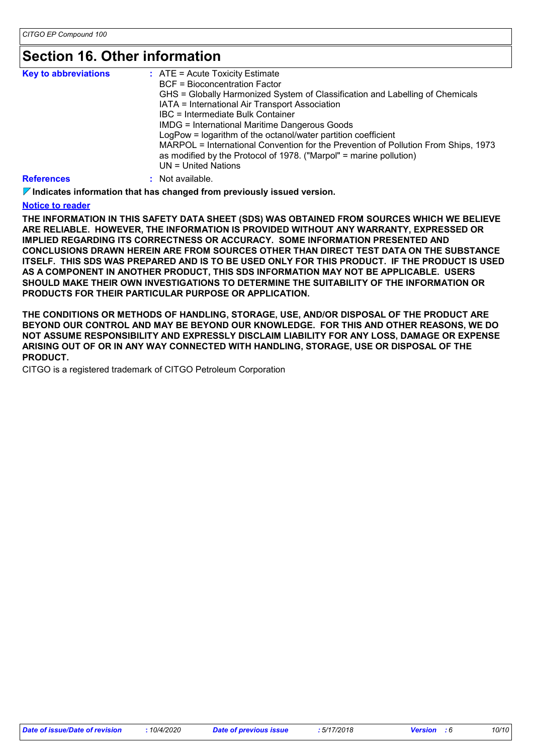## Section 16. Other information

**Key to abbreviations** : ATE = Acute Toxicity Estimate
BCF = Bioconcentration Factor
GHS = Globally Harmonized System of Classification and Labelling of Chemicals
IATA = International Air Transport Association
IBC = Intermediate Bulk Container
IMDG = International Maritime Dangerous Goods
LogPow = logarithm of the octanol/water partition coefficient
MARPOL = International Convention for the Prevention of Pollution From Ships, 1973 as modified by the Protocol of 1978. ("Marpol" = marine pollution)
UN = United Nations

**References** : Not available.

**Indicates information that has changed from previously issued version.**

**Notice to reader**

**THE INFORMATION IN THIS SAFETY DATA SHEET (SDS) WAS OBTAINED FROM SOURCES WHICH WE BELIEVE ARE RELIABLE. HOWEVER, THE INFORMATION IS PROVIDED WITHOUT ANY WARRANTY, EXPRESSED OR IMPLIED REGARDING ITS CORRECTNESS OR ACCURACY. SOME INFORMATION PRESENTED AND CONCLUSIONS DRAWN HEREIN ARE FROM SOURCES OTHER THAN DIRECT TEST DATA ON THE SUBSTANCE ITSELF. THIS SDS WAS PREPARED AND IS TO BE USED ONLY FOR THIS PRODUCT. IF THE PRODUCT IS USED AS A COMPONENT IN ANOTHER PRODUCT, THIS SDS INFORMATION MAY NOT BE APPLICABLE. USERS SHOULD MAKE THEIR OWN INVESTIGATIONS TO DETERMINE THE SUITABILITY OF THE INFORMATION OR PRODUCTS FOR THEIR PARTICULAR PURPOSE OR APPLICATION.**

**THE CONDITIONS OR METHODS OF HANDLING, STORAGE, USE, AND/OR DISPOSAL OF THE PRODUCT ARE BEYOND OUR CONTROL AND MAY BE BEYOND OUR KNOWLEDGE. FOR THIS AND OTHER REASONS, WE DO NOT ASSUME RESPONSIBILITY AND EXPRESSLY DISCLAIM LIABILITY FOR ANY LOSS, DAMAGE OR EXPENSE ARISING OUT OF OR IN ANY WAY CONNECTED WITH HANDLING, STORAGE, USE OR DISPOSAL OF THE PRODUCT.**

CITGO is a registered trademark of CITGO Petroleum Corporation